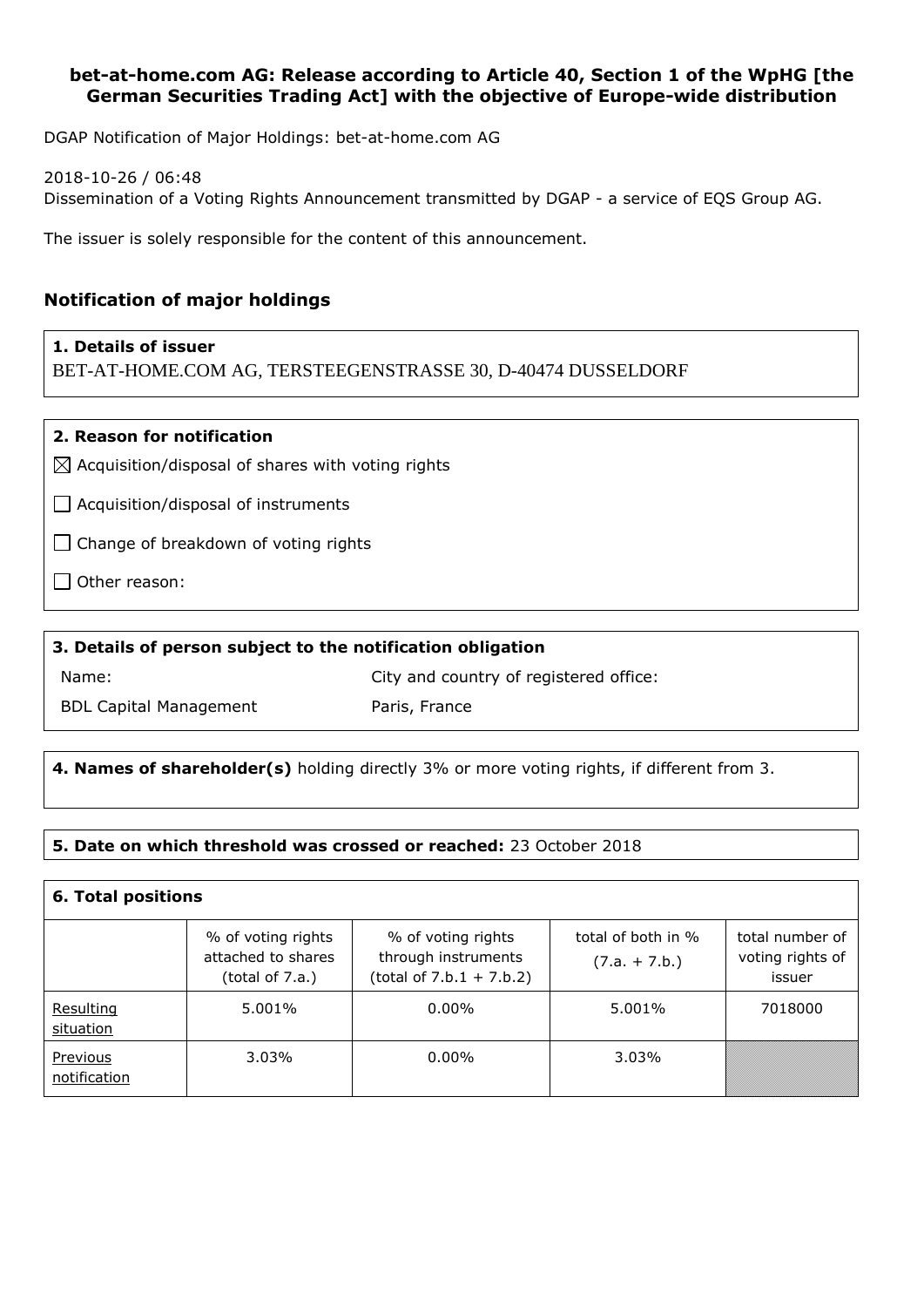# bet-at-home.com AG: Release according to Article 40, Section 1 of the WpHG [the German Securities Trading Act] with the objective of Europe-wide distribution

DGAP Notification of Major Holdings: bet-at-home.com AG

2018-10-26 / 06:48
Dissemination of a Voting Rights Announcement transmitted by DGAP - a service of EQS Group AG.

The issuer is solely responsible for the content of this announcement.

## Notification of major holdings

**1. Details of issuer**
BET-AT-HOME.COM AG, TERSTEEGENSTRASSE 30, D-40474 DUSSELDORF

**2. Reason for notification**

☒ Acquisition/disposal of shares with voting rights

☐ Acquisition/disposal of instruments

☐ Change of breakdown of voting rights

☐ Other reason:

**3. Details of person subject to the notification obligation**

| Name: | City and country of registered office: |
|---|---|
| BDL Capital Management | Paris, France |

**4. Names of shareholder(s)** holding directly 3% or more voting rights, if different from 3.

**5. Date on which threshold was crossed or reached:** 23 October 2018

**6. Total positions**

| | % of voting rights attached to shares (total of 7.a.) | % of voting rights through instruments (total of 7.b.1 + 7.b.2) | total of both in % (7.a. + 7.b.) | total number of voting rights of issuer |
|---|---|---|---|---|
| Resulting situation | 5.001% | 0.00% | 5.001% | 7018000 |
| Previous notification | 3.03% | 0.00% | 3.03% | |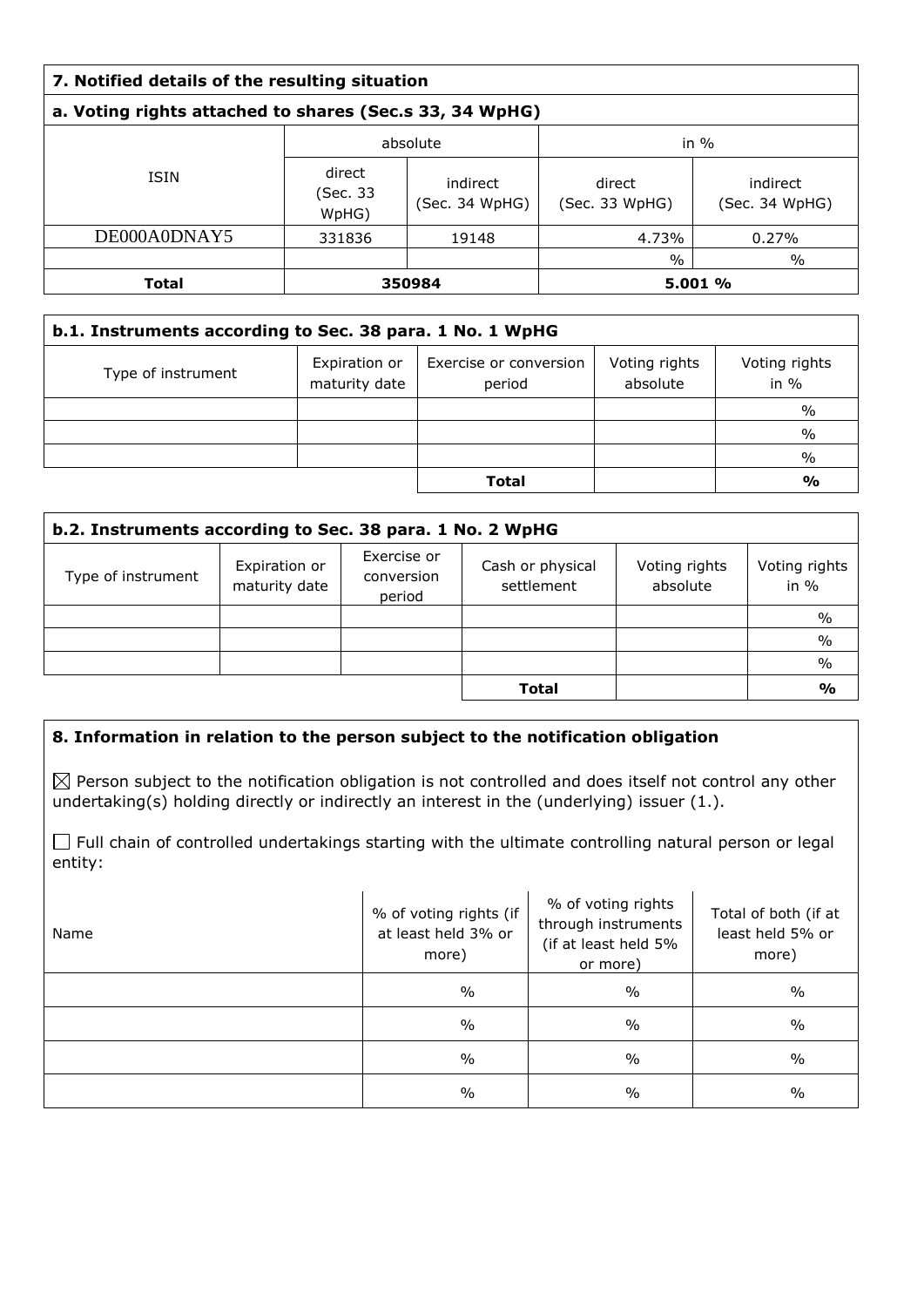## 7. Notified details of the resulting situation

### a. Voting rights attached to shares (Sec.s 33, 34 WpHG)

| ISIN | absolute | | in % | |
|---|---|---|---|---|
| | direct (Sec. 33 WpHG) | indirect (Sec. 34 WpHG) | direct (Sec. 33 WpHG) | indirect (Sec. 34 WpHG) |
| DE000A0DNAY5 | 331836 | 19148 | 4.73% | 0.27% |
| | | | % | % |
| **Total** | **350984** | | **5.001 %** | |

### b.1. Instruments according to Sec. 38 para. 1 No. 1 WpHG

| Type of instrument | Expiration or maturity date | Exercise or conversion period | Voting rights absolute | Voting rights in % |
|---|---|---|---|---|
| | | | | % |
| | | | | % |
| | | | | % |
| | | **Total** | | **%** |

### b.2. Instruments according to Sec. 38 para. 1 No. 2 WpHG

| Type of instrument | Expiration or maturity date | Exercise or conversion period | Cash or physical settlement | Voting rights absolute | Voting rights in % |
|---|---|---|---|---|---|
| | | | | | % |
| | | | | | % |
| | | | | | % |
| | | | **Total** | | **%** |

## 8. Information in relation to the person subject to the notification obligation

☒ Person subject to the notification obligation is not controlled and does itself not control any other undertaking(s) holding directly or indirectly an interest in the (underlying) issuer (1.).

☐ Full chain of controlled undertakings starting with the ultimate controlling natural person or legal entity:

| Name | % of voting rights (if at least held 3% or more) | % of voting rights through instruments (if at least held 5% or more) | Total of both (if at least held 5% or more) |
|---|---|---|---|
| | % | % | % |
| | % | % | % |
| | % | % | % |
| | % | % | % |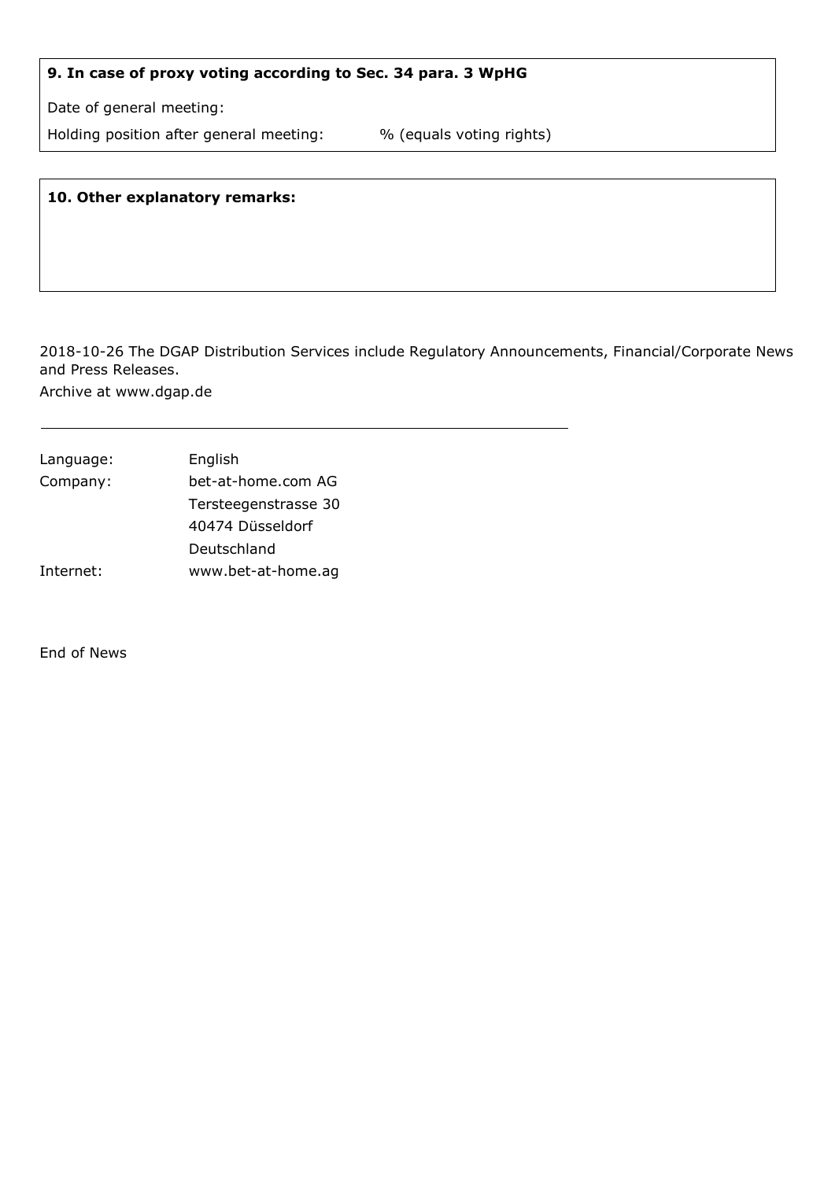**9. In case of proxy voting according to Sec. 34 para. 3 WpHG**

Date of general meeting:

Holding position after general meeting: % (equals voting rights)

**10. Other explanatory remarks:**

2018-10-26 The DGAP Distribution Services include Regulatory Announcements, Financial/Corporate News and Press Releases.
Archive at www.dgap.de

---

| | |
|---|---|
| Language: | English |
| Company: | bet-at-home.com AG |
| | Tersteegenstrasse 30 |
| | 40474 Düsseldorf |
| | Deutschland |
| Internet: | www.bet-at-home.ag |

End of News